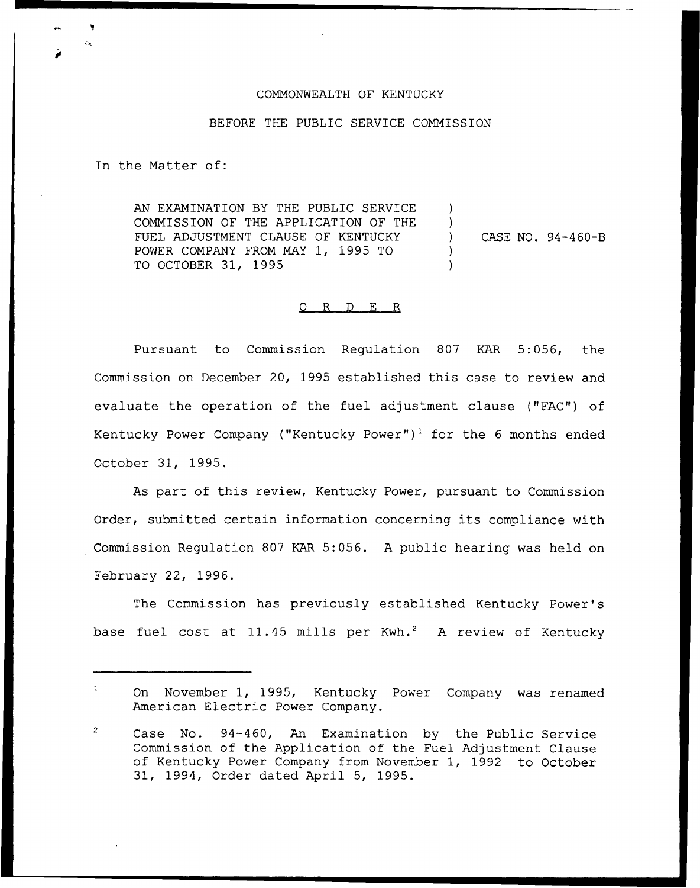COMMONWEALTH OF KENTUCKY

BEFORE THE PUBLIC SERVICE COMMISSION

In the Matter of:

| | | |
|---|---|---|
| AN EXAMINATION BY THE PUBLIC SERVICE COMMISSION OF THE APPLICATION OF THE FUEL ADJUSTMENT CLAUSE OF KENTUCKY POWER COMPANY FROM MAY 1, 1995 TO TO OCTOBER 31, 1995 | ) ) ) ) ) | CASE NO. 94-460-B |

O R D E R

Pursuant to Commission Regulation 807 KAR 5:056, the Commission on December 20, 1995 established this case to review and evaluate the operation of the fuel adjustment clause ("FAC") of Kentucky Power Company ("Kentucky Power")[1] for the 6 months ended October 31, 1995.

As part of this review, Kentucky Power, pursuant to Commission Order, submitted certain information concerning its compliance with Commission Regulation 807 KAR 5:056. A public hearing was held on February 22, 1996.

The Commission has previously established Kentucky Power's base fuel cost at 11.45 mills per Kwh.[2] A review of Kentucky

---

[1] On November 1, 1995, Kentucky Power Company was renamed American Electric Power Company.

[2] Case No. 94-460, An Examination by the Public Service Commission of the Application of the Fuel Adjustment Clause of Kentucky Power Company from November 1, 1992 to October 31, 1994, Order dated April 5, 1995.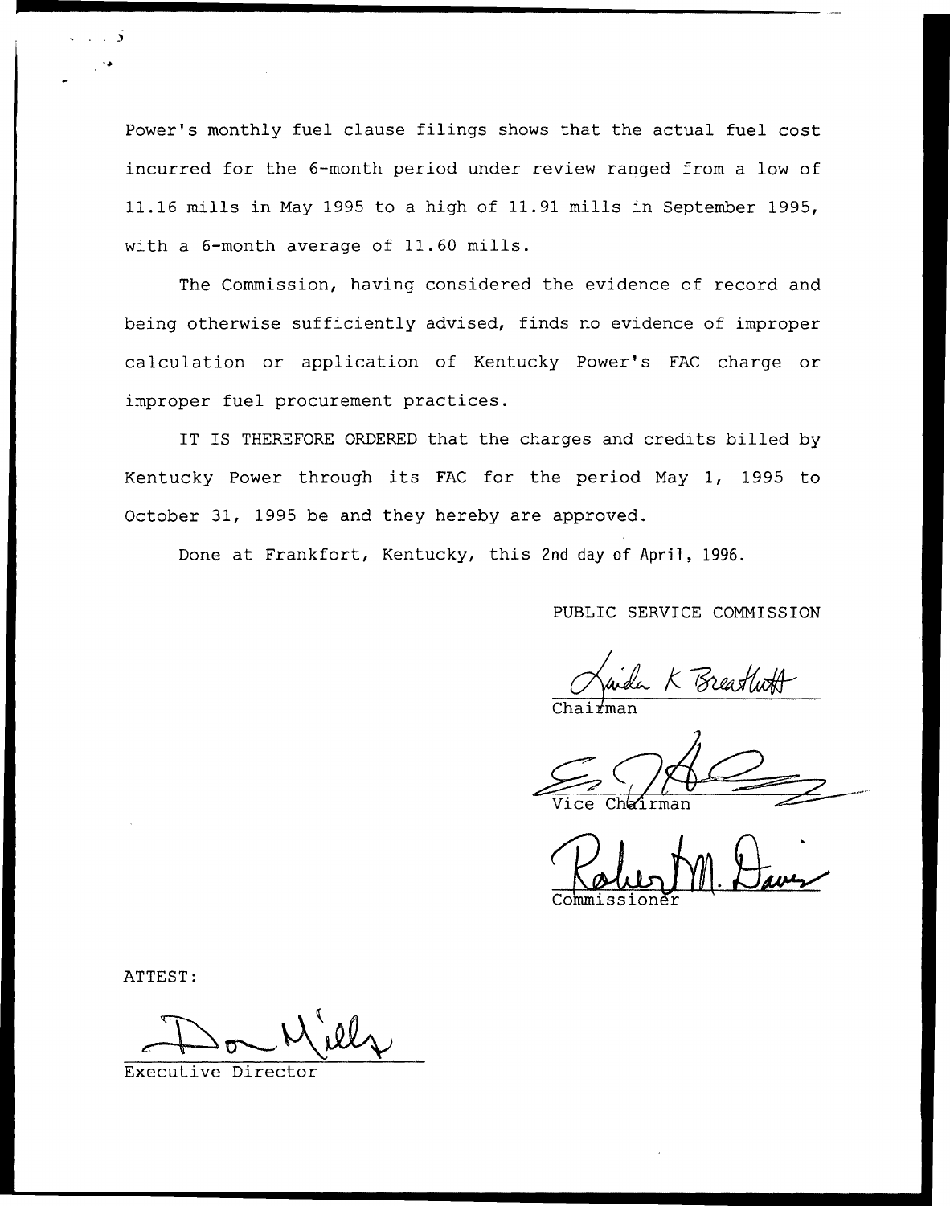Power's monthly fuel clause filings shows that the actual fuel cost incurred for the 6-month period under review ranged from a low of 11.16 mills in May 1995 to a high of 11.91 mills in September 1995, with a 6-month average of 11.60 mills.

The Commission, having considered the evidence of record and being otherwise sufficiently advised, finds no evidence of improper calculation or application of Kentucky Power's FAC charge or improper fuel procurement practices.

IT IS THEREFORE ORDERED that the charges and credits billed by Kentucky Power through its FAC for the period May 1, 1995 to October 31, 1995 be and they hereby are approved.

Done at Frankfort, Kentucky, this 2nd day of April, 1996.

PUBLIC SERVICE COMMISSION

Linda K Breathitt
Chairman

Vice Chairman

Robert M. Davis
Commissioner

ATTEST:

Don Mills
Executive Director